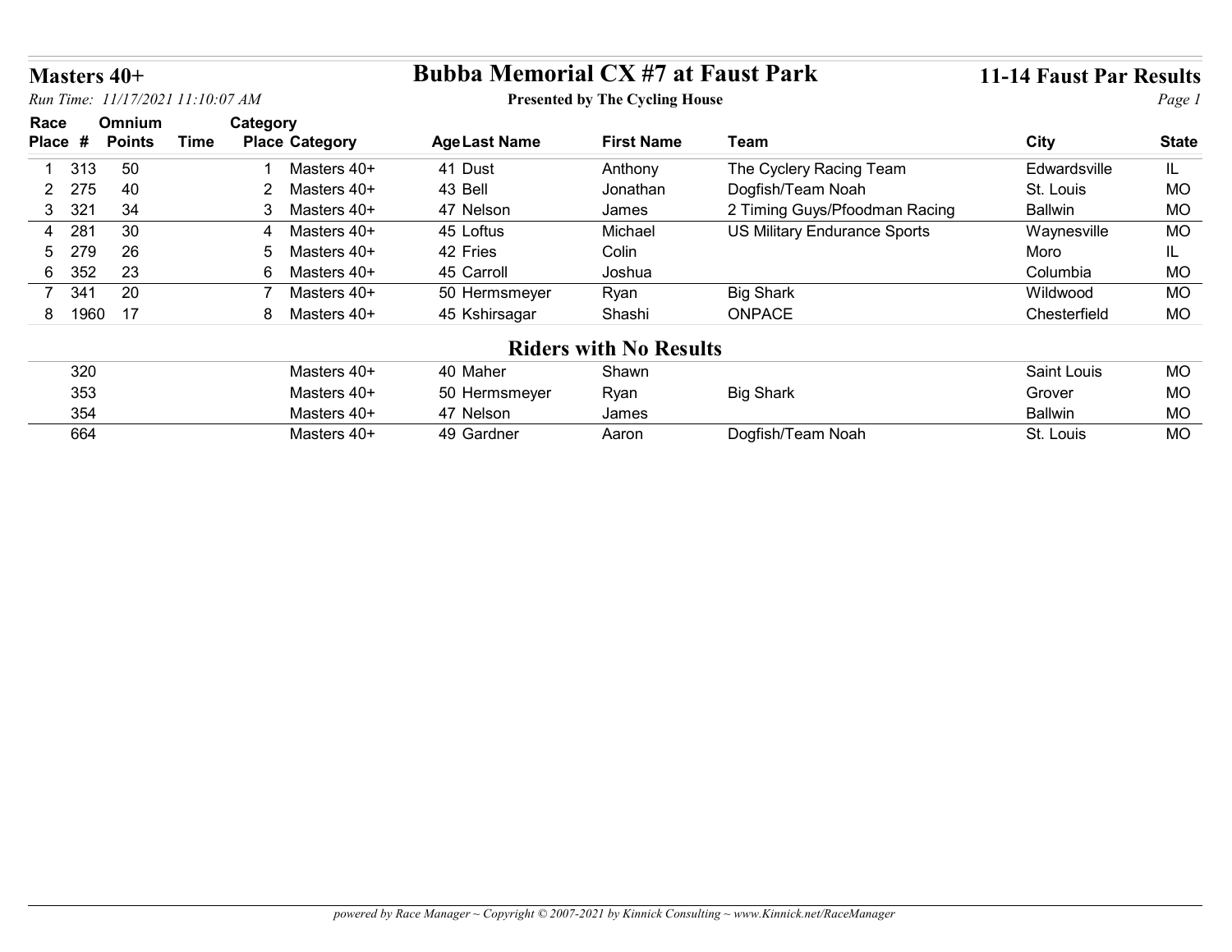# Masters 40+

# Bubba Memorial CX #7 at Faust Park

**Presented by The Cycling House**

## 11-14 Faust Par Results

*Run Time: 11/17/2021 11:10:07 AM*

| Race Place | # | Omnium Points | Time | Category Place | Category | Age | Last Name | First Name | Team | City | State |
|---|---|---|---|---|---|---|---|---|---|---|---|
| 1 | 313 | 50 | | 1 | Masters 40+ | 41 | Dust | Anthony | The Cyclery Racing Team | Edwardsville | IL |
| 2 | 275 | 40 | | 2 | Masters 40+ | 43 | Bell | Jonathan | Dogfish/Team Noah | St. Louis | MO |
| 3 | 321 | 34 | | 3 | Masters 40+ | 47 | Nelson | James | 2 Timing Guys/Pfoodman Racing | Ballwin | MO |
| 4 | 281 | 30 | | 4 | Masters 40+ | 45 | Loftus | Michael | US Military Endurance Sports | Waynesville | MO |
| 5 | 279 | 26 | | 5 | Masters 40+ | 42 | Fries | Colin | | Moro | IL |
| 6 | 352 | 23 | | 6 | Masters 40+ | 45 | Carroll | Joshua | | Columbia | MO |
| 7 | 341 | 20 | | 7 | Masters 40+ | 50 | Hermsmeyer | Ryan | Big Shark | Wildwood | MO |
| 8 | 1960 | 17 | | 8 | Masters 40+ | 45 | Kshirsagar | Shashi | ONPACE | Chesterfield | MO |

## Riders with No Results

| Race Place | # | Omnium Points | Time | Category Place | Category | Age | Last Name | First Name | Team | City | State |
|---|---|---|---|---|---|---|---|---|---|---|---|
| | 320 | | | | Masters 40+ | 40 | Maher | Shawn | | Saint Louis | MO |
| | 353 | | | | Masters 40+ | 50 | Hermsmeyer | Ryan | Big Shark | Grover | MO |
| | 354 | | | | Masters 40+ | 47 | Nelson | James | | Ballwin | MO |
| | 664 | | | | Masters 40+ | 49 | Gardner | Aaron | Dogfish/Team Noah | St. Louis | MO |

*powered by Race Manager ~ Copyright © 2007-2021 by Kinnick Consulting ~ www.Kinnick.net/RaceManager*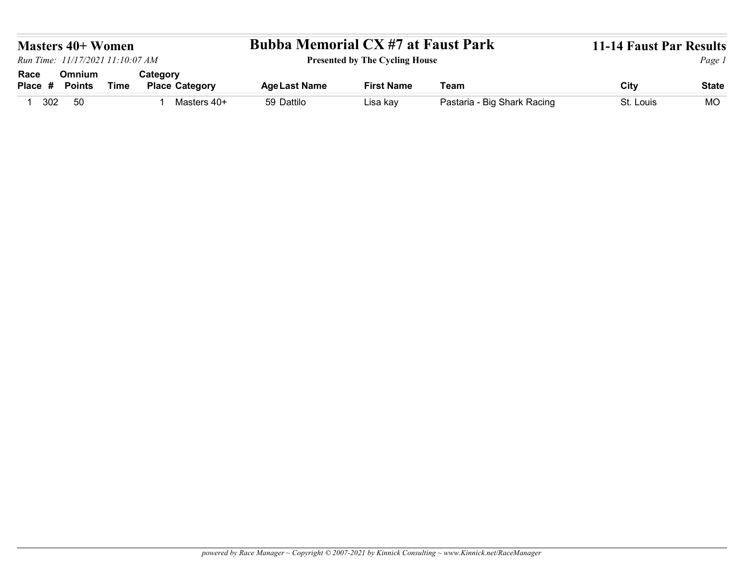## Masters 40+ Women

**Bubba Memorial CX #7 at Faust Park**

**Presented by The Cycling House**

**11-14 Faust Par Results**

*Run Time: 11/17/2021 11:10:07 AM*

| Race Place | # | Omnium Points | Time | Category Place | Category | Age | Last Name | First Name | Team | City | State |
|---|---|---|---|---|---|---|---|---|---|---|---|
| 1 | 302 | 50 | | 1 | Masters 40+ | 59 | Dattilo | Lisa kay | Pastaria - Big Shark Racing | St. Louis | MO |

*powered by Race Manager ~ Copyright © 2007-2021 by Kinnick Consulting ~ www.Kinnick.net/RaceManager*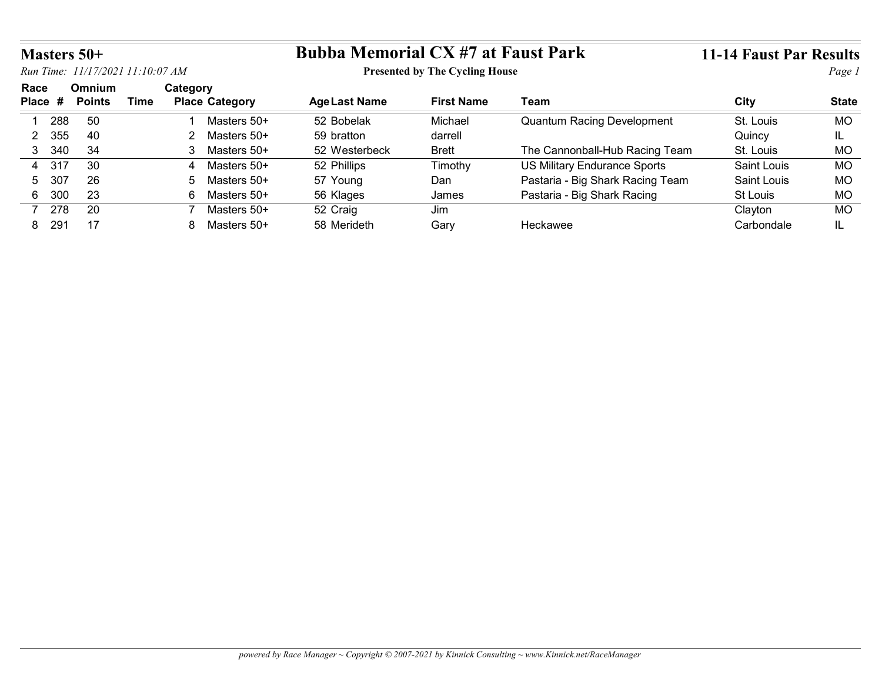# Masters 50+

## Bubba Memorial CX #7 at Faust Park

**Presented by The Cycling House**

**11-14 Faust Par Results**

*Run Time: 11/17/2021 11:10:07 AM*

| Race Place | # | Omnium Points | Time | Category Place | Category | Age | Last Name | First Name | Team | City | State |
|---|---|---|---|---|---|---|---|---|---|---|---|
| 1 | 288 | 50 | | 1 | Masters 50+ | 52 | Bobelak | Michael | Quantum Racing Development | St. Louis | MO |
| 2 | 355 | 40 | | 2 | Masters 50+ | 59 | bratton | darrell | | Quincy | IL |
| 3 | 340 | 34 | | 3 | Masters 50+ | 52 | Westerbeck | Brett | The Cannonball-Hub Racing Team | St. Louis | MO |
| 4 | 317 | 30 | | 4 | Masters 50+ | 52 | Phillips | Timothy | US Military Endurance Sports | Saint Louis | MO |
| 5 | 307 | 26 | | 5 | Masters 50+ | 57 | Young | Dan | Pastaria - Big Shark Racing Team | Saint Louis | MO |
| 6 | 300 | 23 | | 6 | Masters 50+ | 56 | Klages | James | Pastaria - Big Shark Racing | St Louis | MO |
| 7 | 278 | 20 | | 7 | Masters 50+ | 52 | Craig | Jim | | Clayton | MO |
| 8 | 291 | 17 | | 8 | Masters 50+ | 58 | Merideth | Gary | Heckawee | Carbondale | IL |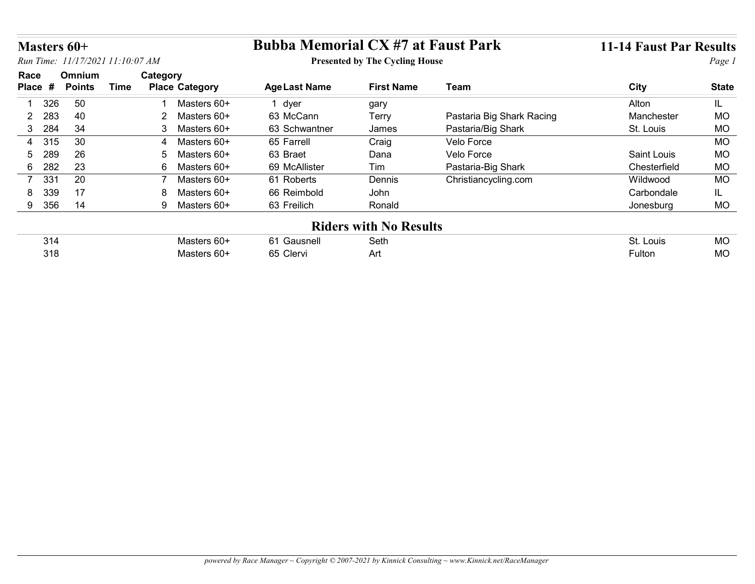## Masters 60+

*Run Time: 11/17/2021 11:10:07 AM*

# Bubba Memorial CX #7 at Faust Park

**Presented by The Cycling House**

## 11-14 Faust Par Results

| Race Place | # | Omnium Points | Time | Category Place | Category | Age | Last Name | First Name | Team | City | State |
|---|---|---|---|---|---|---|---|---|---|---|---|
| 1 | 326 | 50 | | 1 | Masters 60+ | 1 | dyer | gary | | Alton | IL |
| 2 | 283 | 40 | | 2 | Masters 60+ | 63 | McCann | Terry | Pastaria Big Shark Racing | Manchester | MO |
| 3 | 284 | 34 | | 3 | Masters 60+ | 63 | Schwantner | James | Pastaria/Big Shark | St. Louis | MO |
| 4 | 315 | 30 | | 4 | Masters 60+ | 65 | Farrell | Craig | Velo Force | | MO |
| 5 | 289 | 26 | | 5 | Masters 60+ | 63 | Braet | Dana | Velo Force | Saint Louis | MO |
| 6 | 282 | 23 | | 6 | Masters 60+ | 69 | McAllister | Tim | Pastaria-Big Shark | Chesterfield | MO |
| 7 | 331 | 20 | | 7 | Masters 60+ | 61 | Roberts | Dennis | Christiancycling.com | Wildwood | MO |
| 8 | 339 | 17 | | 8 | Masters 60+ | 66 | Reimbold | John | | Carbondale | IL |
| 9 | 356 | 14 | | 9 | Masters 60+ | 63 | Freilich | Ronald | | Jonesburg | MO |

## Riders with No Results

| # | Category | Age | Last Name | First Name | City | State |
|---|---|---|---|---|---|---|
| 314 | Masters 60+ | 61 | Gausnell | Seth | St. Louis | MO |
| 318 | Masters 60+ | 65 | Clervi | Art | Fulton | MO |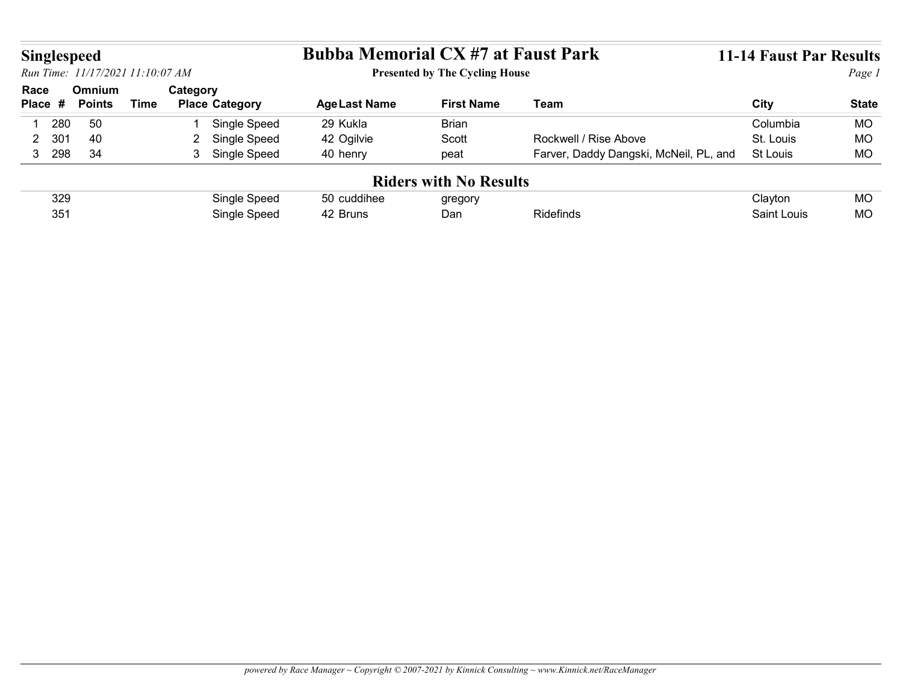# Singlespeed

## Bubba Memorial CX #7 at Faust Park

**Presented by The Cycling House**

## 11-14 Faust Par Results

*Run Time: 11/17/2021 11:10:07 AM*

| Race Place | # | Omnium Points | Time | Category Place | Category | Age | Last Name | First Name | Team | City | State |
|---|---|---|---|---|---|---|---|---|---|---|---|
| 1 | 280 | 50 | | 1 | Single Speed | 29 | Kukla | Brian | | Columbia | MO |
| 2 | 301 | 40 | | 2 | Single Speed | 42 | Ogilvie | Scott | Rockwell / Rise Above | St. Louis | MO |
| 3 | 298 | 34 | | 3 | Single Speed | 40 | henry | peat | Farver, Daddy Dangski, McNeil, PL, and | St Louis | MO |

### Riders with No Results

| Race Place | # | Omnium Points | Time | Category Place | Category | Age | Last Name | First Name | Team | City | State |
|---|---|---|---|---|---|---|---|---|---|---|---|
| | 329 | | | | Single Speed | 50 | cuddihee | gregory | | Clayton | MO |
| | 351 | | | | Single Speed | 42 | Bruns | Dan | Ridefinds | Saint Louis | MO |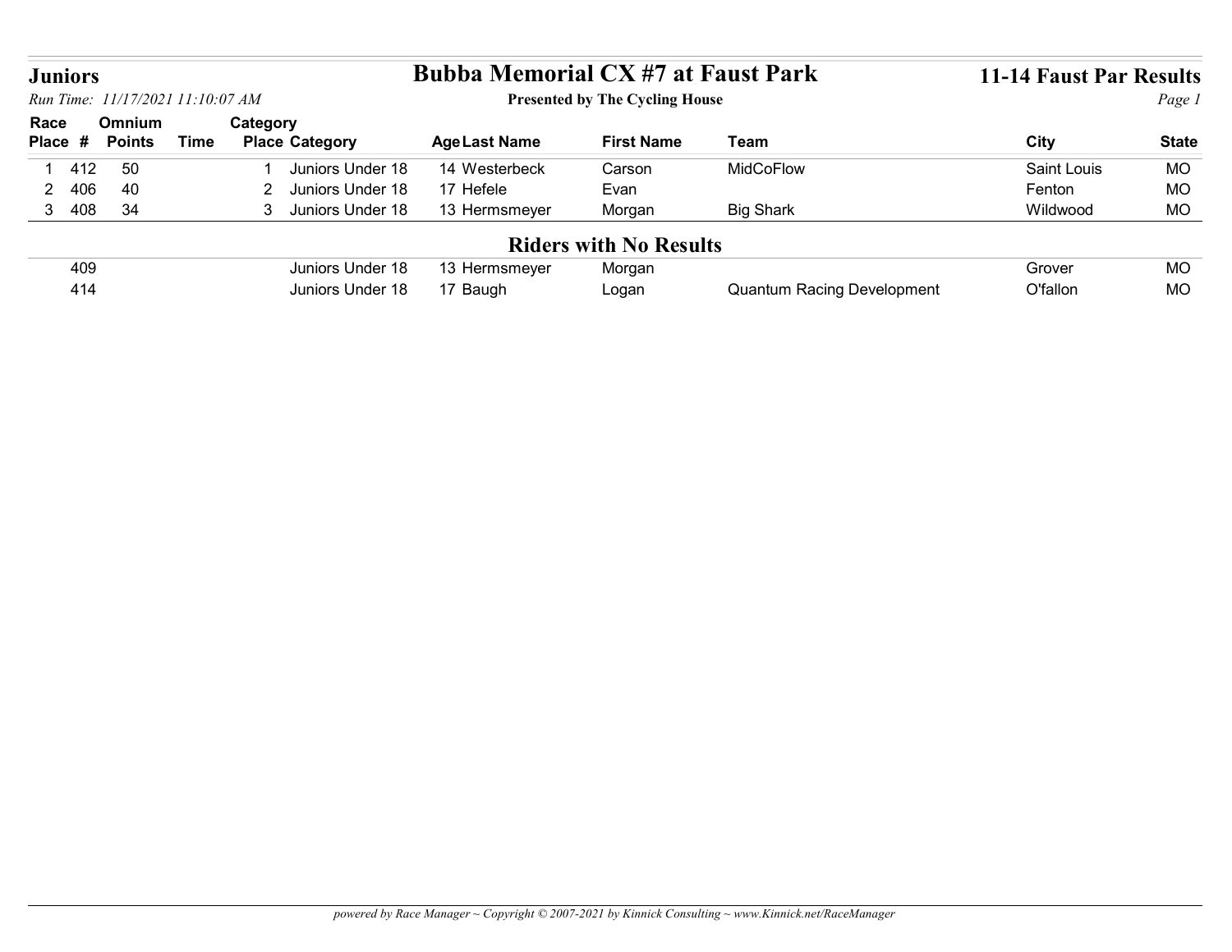# Juniors

## Bubba Memorial CX #7 at Faust Park

**Presented by The Cycling House**

## 11-14 Faust Par Results

*Run Time: 11/17/2021 11:10:07 AM*

| Race Place | # | Omnium Points | Time | Category Place | Category | Age | Last Name | First Name | Team | City | State |
|---|---|---|---|---|---|---|---|---|---|---|---|
| 1 | 412 | 50 | | 1 | Juniors Under 18 | 14 | Westerbeck | Carson | MidCoFlow | Saint Louis | MO |
| 2 | 406 | 40 | | 2 | Juniors Under 18 | 17 | Hefele | Evan | | Fenton | MO |
| 3 | 408 | 34 | | 3 | Juniors Under 18 | 13 | Hermsmeyer | Morgan | Big Shark | Wildwood | MO |

### Riders with No Results

| Race Place | # | Omnium Points | Time | Category Place | Category | Age | Last Name | First Name | Team | City | State |
|---|---|---|---|---|---|---|---|---|---|---|---|
| | 409 | | | | Juniors Under 18 | 13 | Hermsmeyer | Morgan | | Grover | MO |
| | 414 | | | | Juniors Under 18 | 17 | Baugh | Logan | Quantum Racing Development | O'fallon | MO |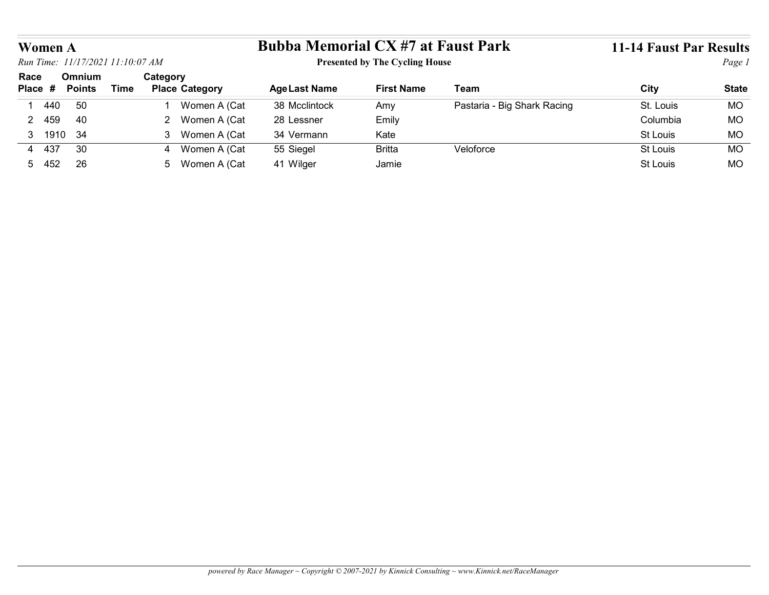# Women A

## Bubba Memorial CX #7 at Faust Park

**Presented by The Cycling House**

**11-14 Faust Par Results**

*Run Time: 11/17/2021 11:10:07 AM*

| Race Place | # | Omnium Points | Time | Category Place | Category | Age | Last Name | First Name | Team | City | State |
|---|---|---|---|---|---|---|---|---|---|---|---|
| 1 | 440 | 50 | | 1 | Women A (Cat | 38 | Mcclintock | Amy | Pastaria - Big Shark Racing | St. Louis | MO |
| 2 | 459 | 40 | | 2 | Women A (Cat | 28 | Lessner | Emily | | Columbia | MO |
| 3 | 1910 | 34 | | 3 | Women A (Cat | 34 | Vermann | Kate | | St Louis | MO |
| 4 | 437 | 30 | | 4 | Women A (Cat | 55 | Siegel | Britta | Veloforce | St Louis | MO |
| 5 | 452 | 26 | | 5 | Women A (Cat | 41 | Wilger | Jamie | | St Louis | MO |

*powered by Race Manager ~ Copyright © 2007-2021 by Kinnick Consulting ~ www.Kinnick.net/RaceManager*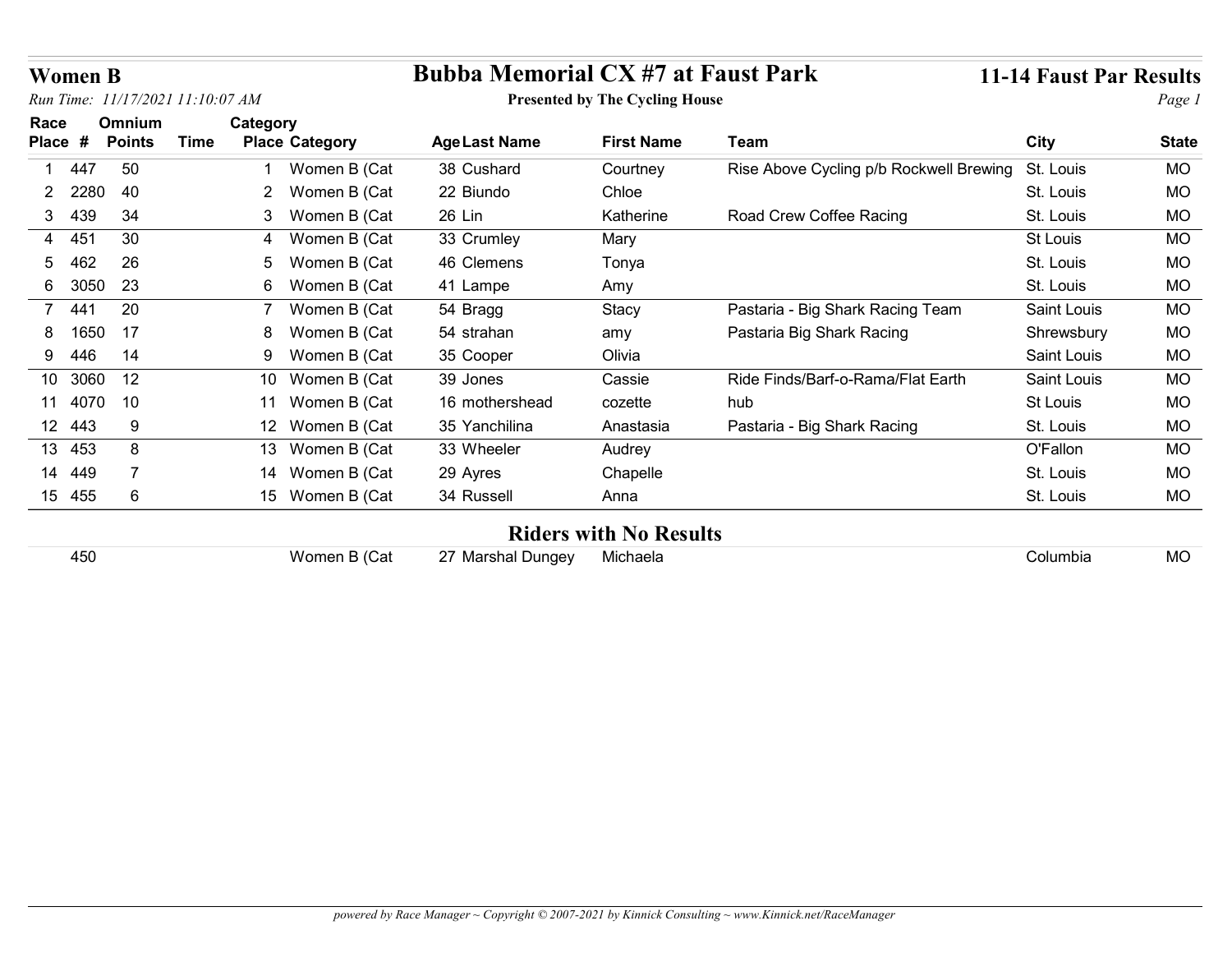# Women B

## Bubba Memorial CX #7 at Faust Park

**Presented by The Cycling House**

**11-14 Faust Par Results**

*Run Time: 11/17/2021 11:10:07 AM*

| Race Place | # | Omnium Points | Time | Category Place | Category | Age | Last Name | First Name | Team | City | State |
|---|---|---|---|---|---|---|---|---|---|---|---|
| 1 | 447 | 50 | | 1 | Women B (Cat | 38 | Cushard | Courtney | Rise Above Cycling p/b Rockwell Brewing | St. Louis | MO |
| 2 | 2280 | 40 | | 2 | Women B (Cat | 22 | Biundo | Chloe | | St. Louis | MO |
| 3 | 439 | 34 | | 3 | Women B (Cat | 26 | Lin | Katherine | Road Crew Coffee Racing | St. Louis | MO |
| 4 | 451 | 30 | | 4 | Women B (Cat | 33 | Crumley | Mary | | St Louis | MO |
| 5 | 462 | 26 | | 5 | Women B (Cat | 46 | Clemens | Tonya | | St. Louis | MO |
| 6 | 3050 | 23 | | 6 | Women B (Cat | 41 | Lampe | Amy | | St. Louis | MO |
| 7 | 441 | 20 | | 7 | Women B (Cat | 54 | Bragg | Stacy | Pastaria - Big Shark Racing Team | Saint Louis | MO |
| 8 | 1650 | 17 | | 8 | Women B (Cat | 54 | strahan | amy | Pastaria Big Shark Racing | Shrewsbury | MO |
| 9 | 446 | 14 | | 9 | Women B (Cat | 35 | Cooper | Olivia | | Saint Louis | MO |
| 10 | 3060 | 12 | | 10 | Women B (Cat | 39 | Jones | Cassie | Ride Finds/Barf-o-Rama/Flat Earth | Saint Louis | MO |
| 11 | 4070 | 10 | | 11 | Women B (Cat | 16 | mothershead | cozette | hub | St Louis | MO |
| 12 | 443 | 9 | | 12 | Women B (Cat | 35 | Yanchilina | Anastasia | Pastaria - Big Shark Racing | St. Louis | MO |
| 13 | 453 | 8 | | 13 | Women B (Cat | 33 | Wheeler | Audrey | | O'Fallon | MO |
| 14 | 449 | 7 | | 14 | Women B (Cat | 29 | Ayres | Chapelle | | St. Louis | MO |
| 15 | 455 | 6 | | 15 | Women B (Cat | 34 | Russell | Anna | | St. Louis | MO |

### Riders with No Results

| Race Place | # | Omnium Points | Time | Category Place | Category | Age | Last Name | First Name | Team | City | State |
|---|---|---|---|---|---|---|---|---|---|---|---|
| | 450 | | | | Women B (Cat | 27 | Marshal Dungey | Michaela | | Columbia | MO |

*powered by Race Manager ~ Copyright © 2007-2021 by Kinnick Consulting ~ www.Kinnick.net/RaceManager*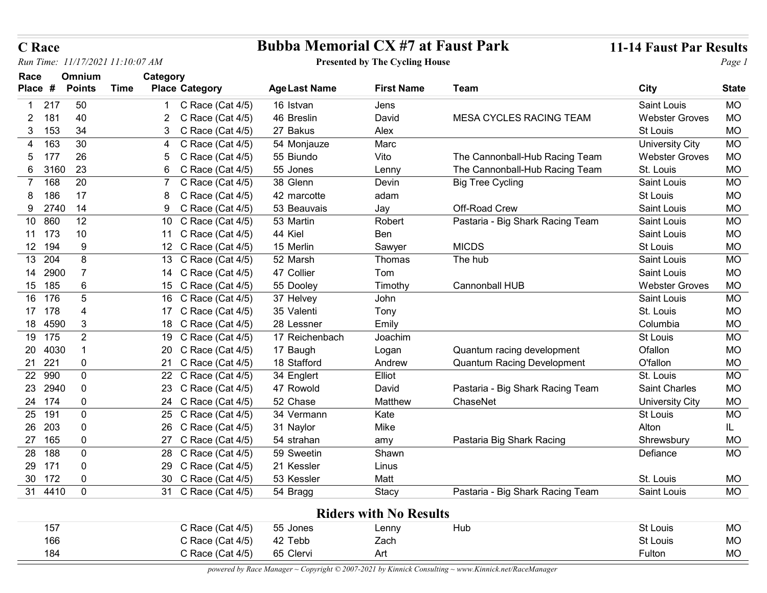# Bubba Memorial CX #7 at Faust Park

**Presented by The Cycling House**

**C Race**

*Run Time: 11/17/2021 11:10:07 AM*

**11-14 Faust Par Results**

| Race Place | # | Omnium Points | Time | Category Place | Category | Age | Last Name | First Name | Team | City | State |
|---|---|---|---|---|---|---|---|---|---|---|---|
| 1 | 217 | 50 | | 1 | C Race (Cat 4/5) | 16 | Istvan | Jens | | Saint Louis | MO |
| 2 | 181 | 40 | | 2 | C Race (Cat 4/5) | 46 | Breslin | David | MESA CYCLES RACING TEAM | Webster Groves | MO |
| 3 | 153 | 34 | | 3 | C Race (Cat 4/5) | 27 | Bakus | Alex | | St Louis | MO |
| 4 | 163 | 30 | | 4 | C Race (Cat 4/5) | 54 | Monjauze | Marc | | University City | MO |
| 5 | 177 | 26 | | 5 | C Race (Cat 4/5) | 55 | Biundo | Vito | The Cannonball-Hub Racing Team | Webster Groves | MO |
| 6 | 3160 | 23 | | 6 | C Race (Cat 4/5) | 55 | Jones | Lenny | The Cannonball-Hub Racing Team | St. Louis | MO |
| 7 | 168 | 20 | | 7 | C Race (Cat 4/5) | 38 | Glenn | Devin | Big Tree Cycling | Saint Louis | MO |
| 8 | 186 | 17 | | 8 | C Race (Cat 4/5) | 42 | marcotte | adam | | St Louis | MO |
| 9 | 2740 | 14 | | 9 | C Race (Cat 4/5) | 53 | Beauvais | Jay | Off-Road Crew | Saint Louis | MO |
| 10 | 860 | 12 | | 10 | C Race (Cat 4/5) | 53 | Martin | Robert | Pastaria - Big Shark Racing Team | Saint Louis | MO |
| 11 | 173 | 10 | | 11 | C Race (Cat 4/5) | 44 | Kiel | Ben | | Saint Louis | MO |
| 12 | 194 | 9 | | 12 | C Race (Cat 4/5) | 15 | Merlin | Sawyer | MICDS | St Louis | MO |
| 13 | 204 | 8 | | 13 | C Race (Cat 4/5) | 52 | Marsh | Thomas | The hub | Saint Louis | MO |
| 14 | 2900 | 7 | | 14 | C Race (Cat 4/5) | 47 | Collier | Tom | | Saint Louis | MO |
| 15 | 185 | 6 | | 15 | C Race (Cat 4/5) | 55 | Dooley | Timothy | Cannonball HUB | Webster Groves | MO |
| 16 | 176 | 5 | | 16 | C Race (Cat 4/5) | 37 | Helvey | John | | Saint Louis | MO |
| 17 | 178 | 4 | | 17 | C Race (Cat 4/5) | 35 | Valenti | Tony | | St. Louis | MO |
| 18 | 4590 | 3 | | 18 | C Race (Cat 4/5) | 28 | Lessner | Emily | | Columbia | MO |
| 19 | 175 | 2 | | 19 | C Race (Cat 4/5) | 17 | Reichenbach | Joachim | | St Louis | MO |
| 20 | 4030 | 1 | | 20 | C Race (Cat 4/5) | 17 | Baugh | Logan | Quantum racing development | Ofallon | MO |
| 21 | 221 | 0 | | 21 | C Race (Cat 4/5) | 18 | Stafford | Andrew | Quantum Racing Development | O'fallon | MO |
| 22 | 990 | 0 | | 22 | C Race (Cat 4/5) | 34 | Englert | Elliot | | St. Louis | MO |
| 23 | 2940 | 0 | | 23 | C Race (Cat 4/5) | 47 | Rowold | David | Pastaria - Big Shark Racing Team | Saint Charles | MO |
| 24 | 174 | 0 | | 24 | C Race (Cat 4/5) | 52 | Chase | Matthew | ChaseNet | University City | MO |
| 25 | 191 | 0 | | 25 | C Race (Cat 4/5) | 34 | Vermann | Kate | | St Louis | MO |
| 26 | 203 | 0 | | 26 | C Race (Cat 4/5) | 31 | Naylor | Mike | | Alton | IL |
| 27 | 165 | 0 | | 27 | C Race (Cat 4/5) | 54 | strahan | amy | Pastaria Big Shark Racing | Shrewsbury | MO |
| 28 | 188 | 0 | | 28 | C Race (Cat 4/5) | 59 | Sweetin | Shawn | | Defiance | MO |
| 29 | 171 | 0 | | 29 | C Race (Cat 4/5) | 21 | Kessler | Linus | | | |
| 30 | 172 | 0 | | 30 | C Race (Cat 4/5) | 53 | Kessler | Matt | | St. Louis | MO |
| 31 | 4410 | 0 | | 31 | C Race (Cat 4/5) | 54 | Bragg | Stacy | Pastaria - Big Shark Racing Team | Saint Louis | MO |

## Riders with No Results

| # | Category | Age | Last Name | First Name | Team | City | State |
|---|---|---|---|---|---|---|---|
| 157 | C Race (Cat 4/5) | 55 | Jones | Lenny | Hub | St Louis | MO |
| 166 | C Race (Cat 4/5) | 42 | Tebb | Zach | | St Louis | MO |
| 184 | C Race (Cat 4/5) | 65 | Clervi | Art | | Fulton | MO |

*powered by Race Manager ~ Copyright © 2007-2021 by Kinnick Consulting ~ www.Kinnick.net/RaceManager*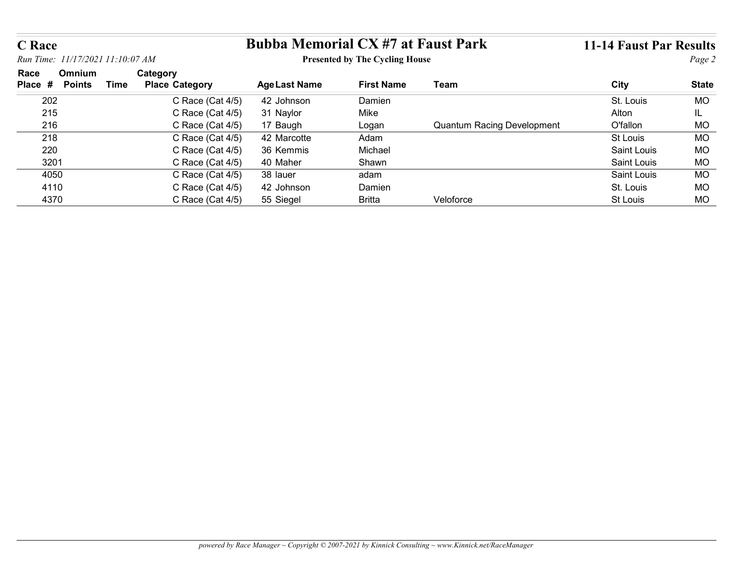# C Race

## Bubba Memorial CX #7 at Faust Park

**Presented by The Cycling House**

**11-14 Faust Par Results**

*Run Time: 11/17/2021 11:10:07 AM*

| Race Place | # | Omnium Points | Time | Category Place | Category | Age | Last Name | First Name | Team | City | State |
|---|---|---|---|---|---|---|---|---|---|---|---|
| | 202 | | | | C Race (Cat 4/5) | 42 | Johnson | Damien | | St. Louis | MO |
| | 215 | | | | C Race (Cat 4/5) | 31 | Naylor | Mike | | Alton | IL |
| | 216 | | | | C Race (Cat 4/5) | 17 | Baugh | Logan | Quantum Racing Development | O'fallon | MO |
| | 218 | | | | C Race (Cat 4/5) | 42 | Marcotte | Adam | | St Louis | MO |
| | 220 | | | | C Race (Cat 4/5) | 36 | Kemmis | Michael | | Saint Louis | MO |
| | 3201 | | | | C Race (Cat 4/5) | 40 | Maher | Shawn | | Saint Louis | MO |
| | 4050 | | | | C Race (Cat 4/5) | 38 | lauer | adam | | Saint Louis | MO |
| | 4110 | | | | C Race (Cat 4/5) | 42 | Johnson | Damien | | St. Louis | MO |
| | 4370 | | | | C Race (Cat 4/5) | 55 | Siegel | Britta | Veloforce | St Louis | MO |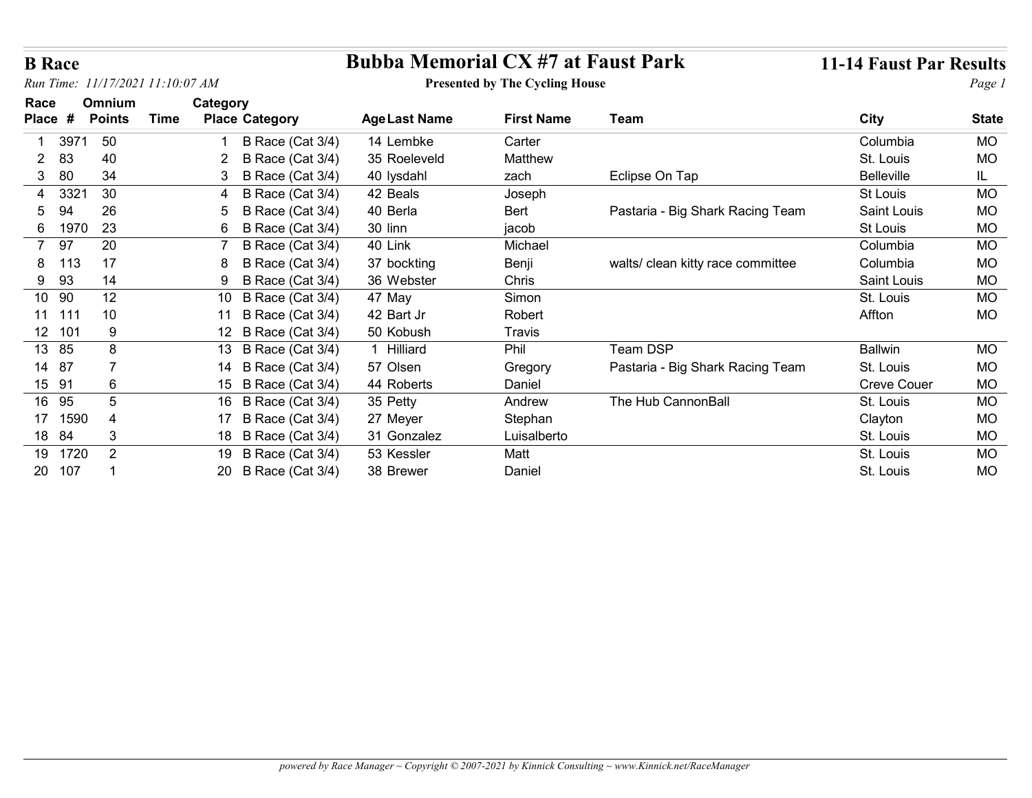**B Race**

*Run Time: 11/17/2021 11:10:07 AM*

# Bubba Memorial CX #7 at Faust Park

**Presented by The Cycling House**

**11-14 Faust Par Results**

| Race Place | # | Omnium Points | Time | Category Place | Category | Age | Last Name | First Name | Team | City | State |
|---|---|---|---|---|---|---|---|---|---|---|---|
| 1 | 3971 | 50 | | 1 | B Race (Cat 3/4) | 14 | Lembke | Carter | | Columbia | MO |
| 2 | 83 | 40 | | 2 | B Race (Cat 3/4) | 35 | Roeleveld | Matthew | | St. Louis | MO |
| 3 | 80 | 34 | | 3 | B Race (Cat 3/4) | 40 | lysdahl | zach | Eclipse On Tap | Belleville | IL |
| 4 | 3321 | 30 | | 4 | B Race (Cat 3/4) | 42 | Beals | Joseph | | St Louis | MO |
| 5 | 94 | 26 | | 5 | B Race (Cat 3/4) | 40 | Berla | Bert | Pastaria - Big Shark Racing Team | Saint Louis | MO |
| 6 | 1970 | 23 | | 6 | B Race (Cat 3/4) | 30 | linn | jacob | | St Louis | MO |
| 7 | 97 | 20 | | 7 | B Race (Cat 3/4) | 40 | Link | Michael | | Columbia | MO |
| 8 | 113 | 17 | | 8 | B Race (Cat 3/4) | 37 | bockting | Benji | walts/ clean kitty race committee | Columbia | MO |
| 9 | 93 | 14 | | 9 | B Race (Cat 3/4) | 36 | Webster | Chris | | Saint Louis | MO |
| 10 | 90 | 12 | | 10 | B Race (Cat 3/4) | 47 | May | Simon | | St. Louis | MO |
| 11 | 111 | 10 | | 11 | B Race (Cat 3/4) | 42 | Bart Jr | Robert | | Affton | MO |
| 12 | 101 | 9 | | 12 | B Race (Cat 3/4) | 50 | Kobush | Travis | | | |
| 13 | 85 | 8 | | 13 | B Race (Cat 3/4) | 1 | Hilliard | Phil | Team DSP | Ballwin | MO |
| 14 | 87 | 7 | | 14 | B Race (Cat 3/4) | 57 | Olsen | Gregory | Pastaria - Big Shark Racing Team | St. Louis | MO |
| 15 | 91 | 6 | | 15 | B Race (Cat 3/4) | 44 | Roberts | Daniel | | Creve Couer | MO |
| 16 | 95 | 5 | | 16 | B Race (Cat 3/4) | 35 | Petty | Andrew | The Hub CannonBall | St. Louis | MO |
| 17 | 1590 | 4 | | 17 | B Race (Cat 3/4) | 27 | Meyer | Stephan | | Clayton | MO |
| 18 | 84 | 3 | | 18 | B Race (Cat 3/4) | 31 | Gonzalez | Luisalberto | | St. Louis | MO |
| 19 | 1720 | 2 | | 19 | B Race (Cat 3/4) | 53 | Kessler | Matt | | St. Louis | MO |
| 20 | 107 | 1 | | 20 | B Race (Cat 3/4) | 38 | Brewer | Daniel | | St. Louis | MO |

*powered by Race Manager ~ Copyright © 2007-2021 by Kinnick Consulting ~ www.Kinnick.net/RaceManager*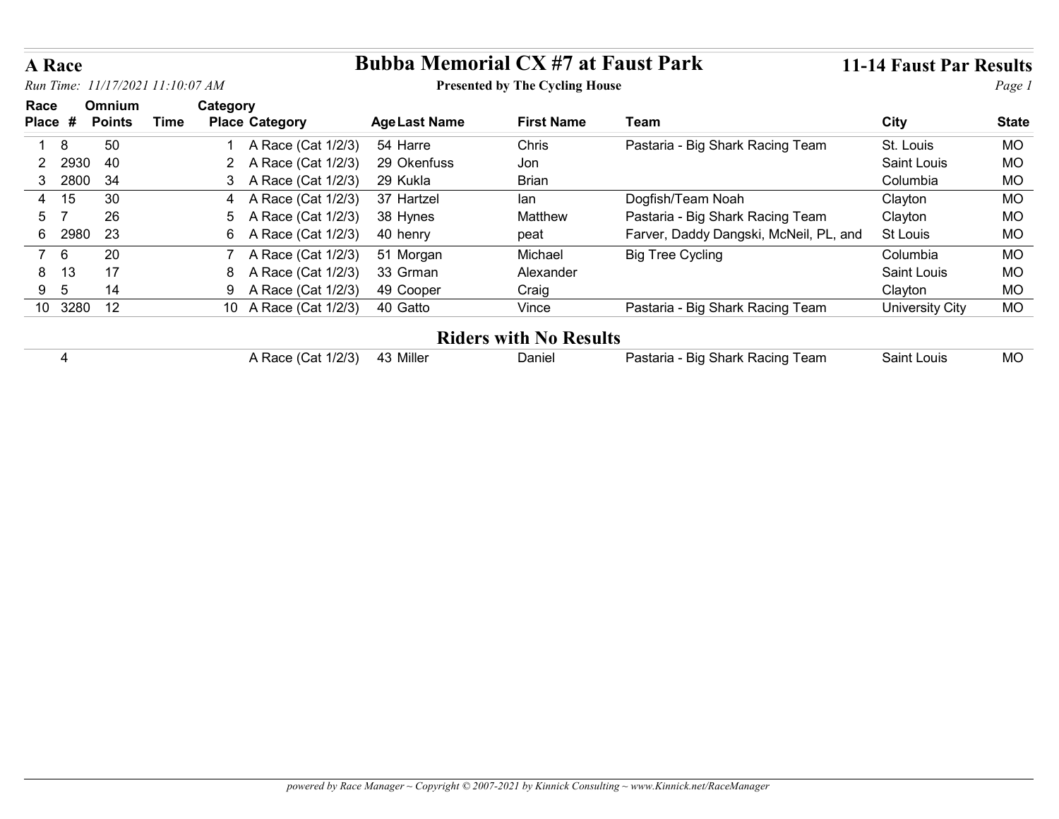## A Race

*Run Time: 11/17/2021 11:10:07 AM*

# Bubba Memorial CX #7 at Faust Park

**Presented by The Cycling House**

## 11-14 Faust Par Results

| Race Place | # | Omnium Points | Time | Category Place | Category | Age | Last Name | First Name | Team | City | State |
|---|---|---|---|---|---|---|---|---|---|---|---|
| 1 | 8 | 50 | | 1 | A Race (Cat 1/2/3) | 54 | Harre | Chris | Pastaria - Big Shark Racing Team | St. Louis | MO |
| 2 | 2930 | 40 | | 2 | A Race (Cat 1/2/3) | 29 | Okenfuss | Jon | | Saint Louis | MO |
| 3 | 2800 | 34 | | 3 | A Race (Cat 1/2/3) | 29 | Kukla | Brian | | Columbia | MO |
| 4 | 15 | 30 | | 4 | A Race (Cat 1/2/3) | 37 | Hartzel | Ian | Dogfish/Team Noah | Clayton | MO |
| 5 | 7 | 26 | | 5 | A Race (Cat 1/2/3) | 38 | Hynes | Matthew | Pastaria - Big Shark Racing Team | Clayton | MO |
| 6 | 2980 | 23 | | 6 | A Race (Cat 1/2/3) | 40 | henry | peat | Farver, Daddy Dangski, McNeil, PL, and | St Louis | MO |
| 7 | 6 | 20 | | 7 | A Race (Cat 1/2/3) | 51 | Morgan | Michael | Big Tree Cycling | Columbia | MO |
| 8 | 13 | 17 | | 8 | A Race (Cat 1/2/3) | 33 | Grman | Alexander | | Saint Louis | MO |
| 9 | 5 | 14 | | 9 | A Race (Cat 1/2/3) | 49 | Cooper | Craig | | Clayton | MO |
| 10 | 3280 | 12 | | 10 | A Race (Cat 1/2/3) | 40 | Gatto | Vince | Pastaria - Big Shark Racing Team | University City | MO |

### Riders with No Results

| Race Place | # | Omnium Points | Time | Category Place | Category | Age | Last Name | First Name | Team | City | State |
|---|---|---|---|---|---|---|---|---|---|---|---|
| | 4 | | | | A Race (Cat 1/2/3) | 43 | Miller | Daniel | Pastaria - Big Shark Racing Team | Saint Louis | MO |

*powered by Race Manager ~ Copyright © 2007-2021 by Kinnick Consulting ~ www.Kinnick.net/RaceManager*